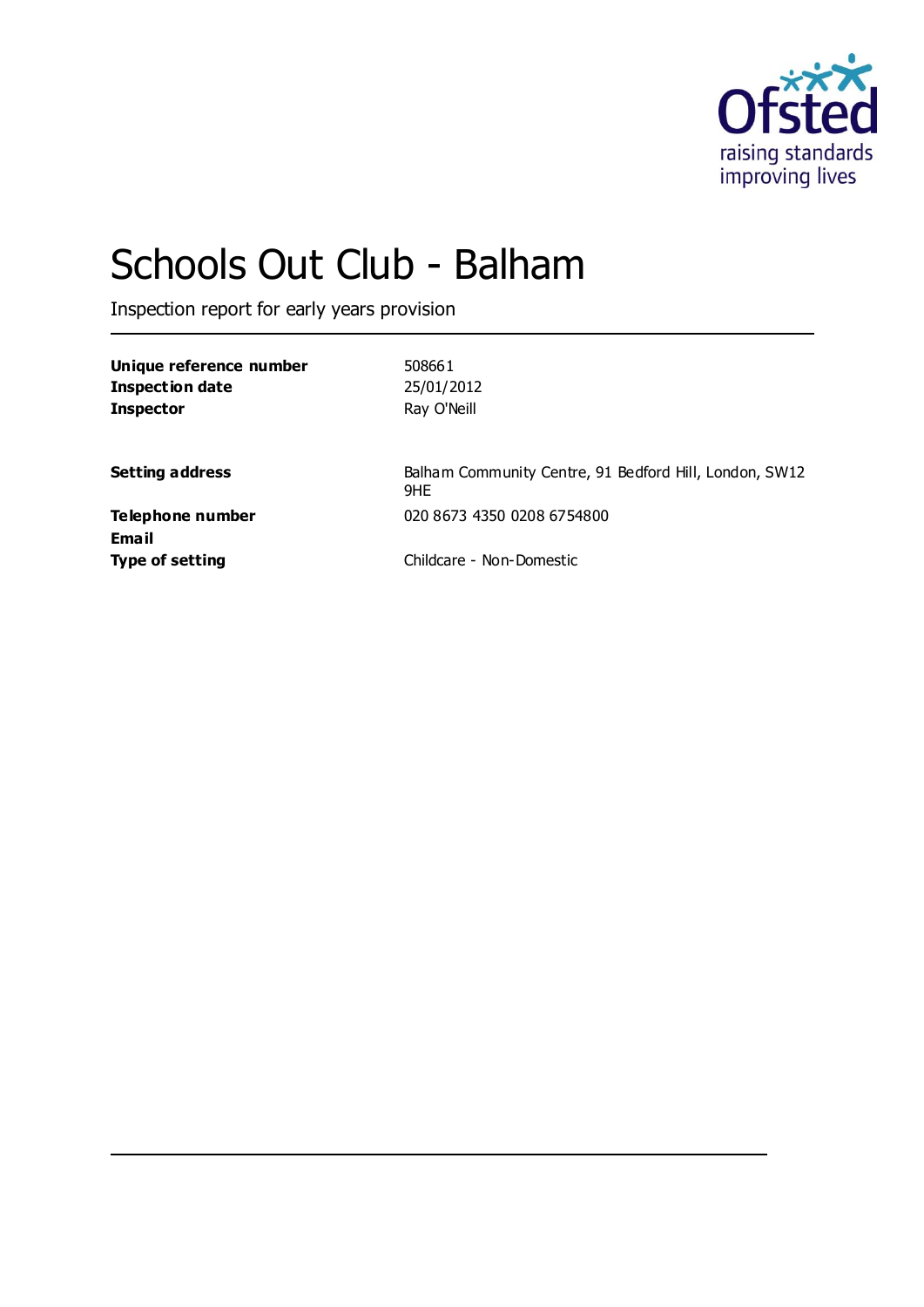# Schools Out Club - Balham

Inspection report for early years provision

| | |
|---|---|
| **Unique reference number** | 508661 |
| **Inspection date** | 25/01/2012 |
| **Inspector** | Ray O'Neill |
| | |
| **Setting address** | Balham Community Centre, 91 Bedford Hill, London, SW12 9HE |
| **Telephone number** | 020 8673 4350 0208 6754800 |
| **Email** | |
| **Type of setting** | Childcare - Non-Domestic |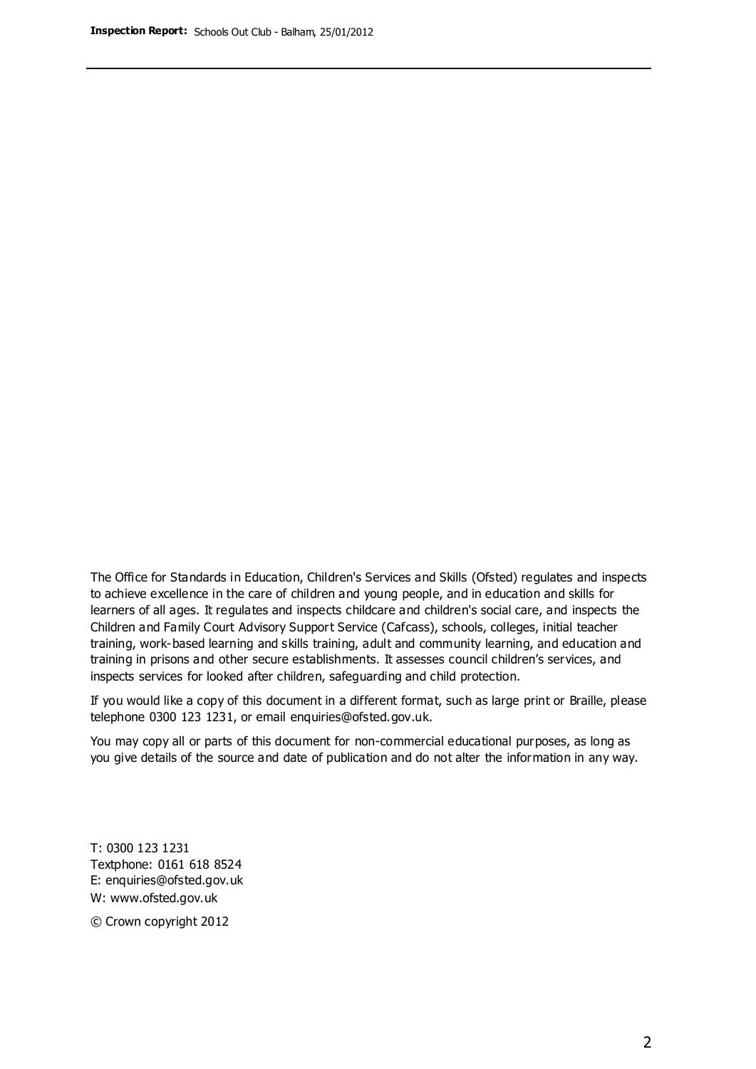The Office for Standards in Education, Children's Services and Skills (Ofsted) regulates and inspects to achieve excellence in the care of children and young people, and in education and skills for learners of all ages. It regulates and inspects childcare and children's social care, and inspects the Children and Family Court Advisory Support Service (Cafcass), schools, colleges, initial teacher training, work-based learning and skills training, adult and community learning, and education and training in prisons and other secure establishments. It assesses council children's services, and inspects services for looked after children, safeguarding and child protection.

If you would like a copy of this document in a different format, such as large print or Braille, please telephone 0300 123 1231, or email enquiries@ofsted.gov.uk.

You may copy all or parts of this document for non-commercial educational purposes, as long as you give details of the source and date of publication and do not alter the information in any way.

T: 0300 123 1231
Textphone: 0161 618 8524
E: enquiries@ofsted.gov.uk
W: www.ofsted.gov.uk

© Crown copyright 2012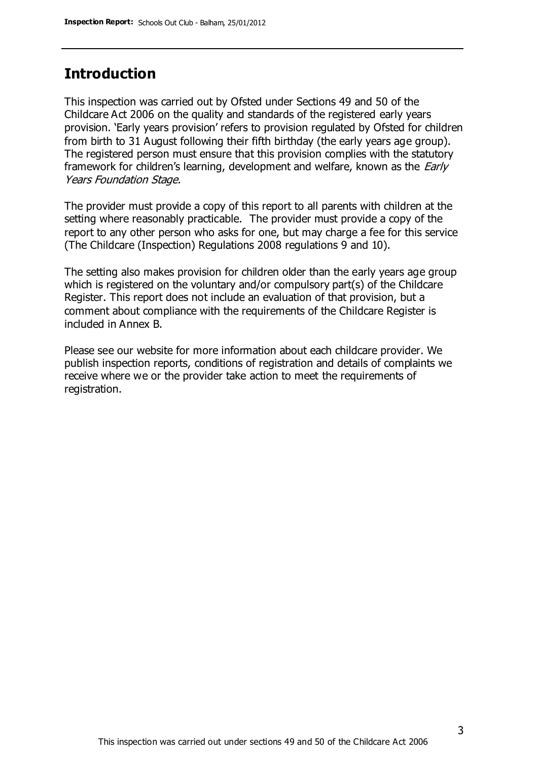## Introduction

This inspection was carried out by Ofsted under Sections 49 and 50 of the Childcare Act 2006 on the quality and standards of the registered early years provision. 'Early years provision' refers to provision regulated by Ofsted for children from birth to 31 August following their fifth birthday (the early years age group). The registered person must ensure that this provision complies with the statutory framework for children's learning, development and welfare, known as the *Early Years Foundation Stage.*

The provider must provide a copy of this report to all parents with children at the setting where reasonably practicable. The provider must provide a copy of the report to any other person who asks for one, but may charge a fee for this service (The Childcare (Inspection) Regulations 2008 regulations 9 and 10).

The setting also makes provision for children older than the early years age group which is registered on the voluntary and/or compulsory part(s) of the Childcare Register. This report does not include an evaluation of that provision, but a comment about compliance with the requirements of the Childcare Register is included in Annex B.

Please see our website for more information about each childcare provider. We publish inspection reports, conditions of registration and details of complaints we receive where we or the provider take action to meet the requirements of registration.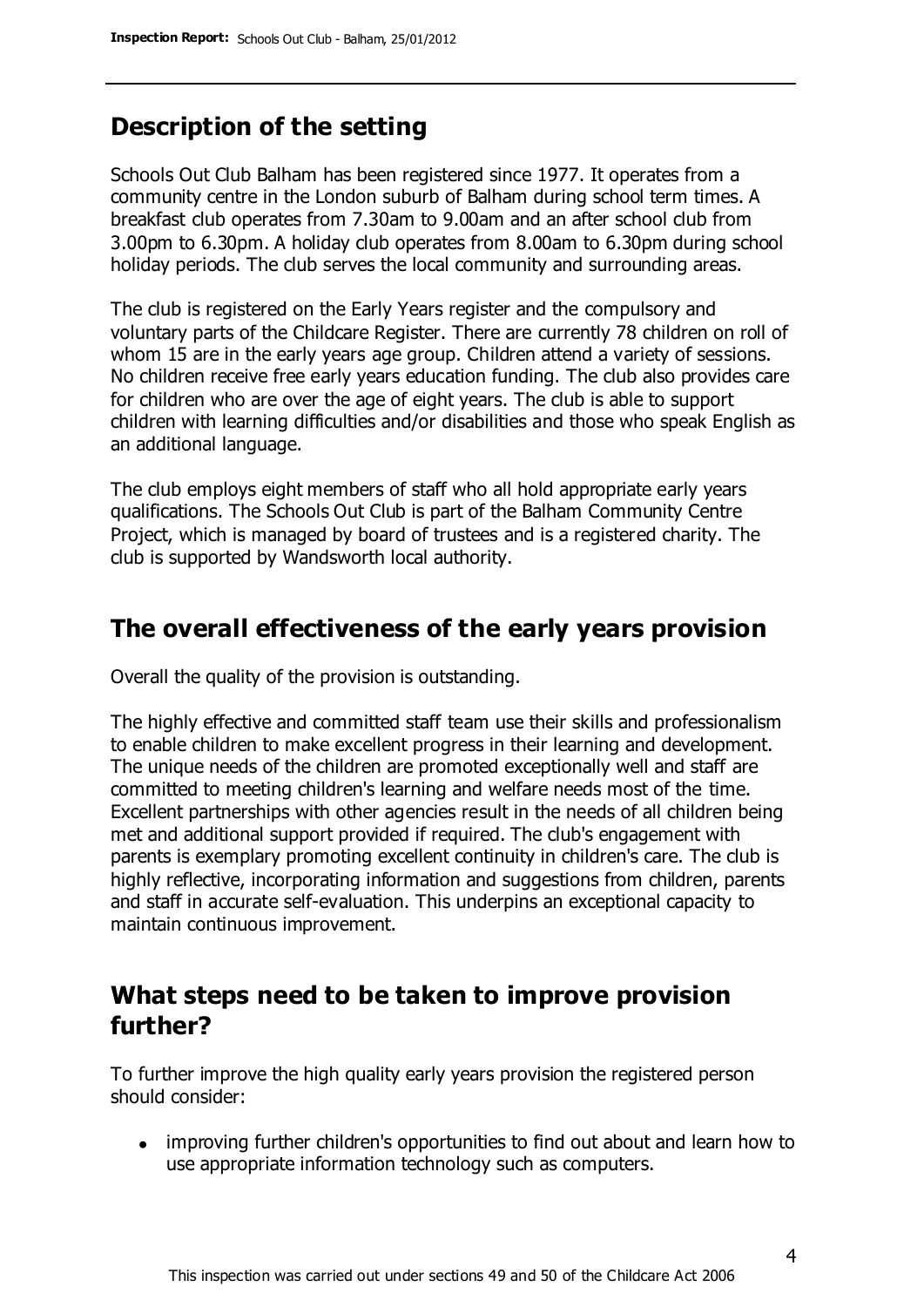## Description of the setting

Schools Out Club Balham has been registered since 1977. It operates from a community centre in the London suburb of Balham during school term times. A breakfast club operates from 7.30am to 9.00am and an after school club from 3.00pm to 6.30pm. A holiday club operates from 8.00am to 6.30pm during school holiday periods. The club serves the local community and surrounding areas.

The club is registered on the Early Years register and the compulsory and voluntary parts of the Childcare Register. There are currently 78 children on roll of whom 15 are in the early years age group. Children attend a variety of sessions. No children receive free early years education funding. The club also provides care for children who are over the age of eight years. The club is able to support children with learning difficulties and/or disabilities and those who speak English as an additional language.

The club employs eight members of staff who all hold appropriate early years qualifications. The Schools Out Club is part of the Balham Community Centre Project, which is managed by board of trustees and is a registered charity. The club is supported by Wandsworth local authority.

## The overall effectiveness of the early years provision

Overall the quality of the provision is outstanding.

The highly effective and committed staff team use their skills and professionalism to enable children to make excellent progress in their learning and development. The unique needs of the children are promoted exceptionally well and staff are committed to meeting children's learning and welfare needs most of the time. Excellent partnerships with other agencies result in the needs of all children being met and additional support provided if required. The club's engagement with parents is exemplary promoting excellent continuity in children's care. The club is highly reflective, incorporating information and suggestions from children, parents and staff in accurate self-evaluation. This underpins an exceptional capacity to maintain continuous improvement.

## What steps need to be taken to improve provision further?

To further improve the high quality early years provision the registered person should consider:

- improving further children's opportunities to find out about and learn how to use appropriate information technology such as computers.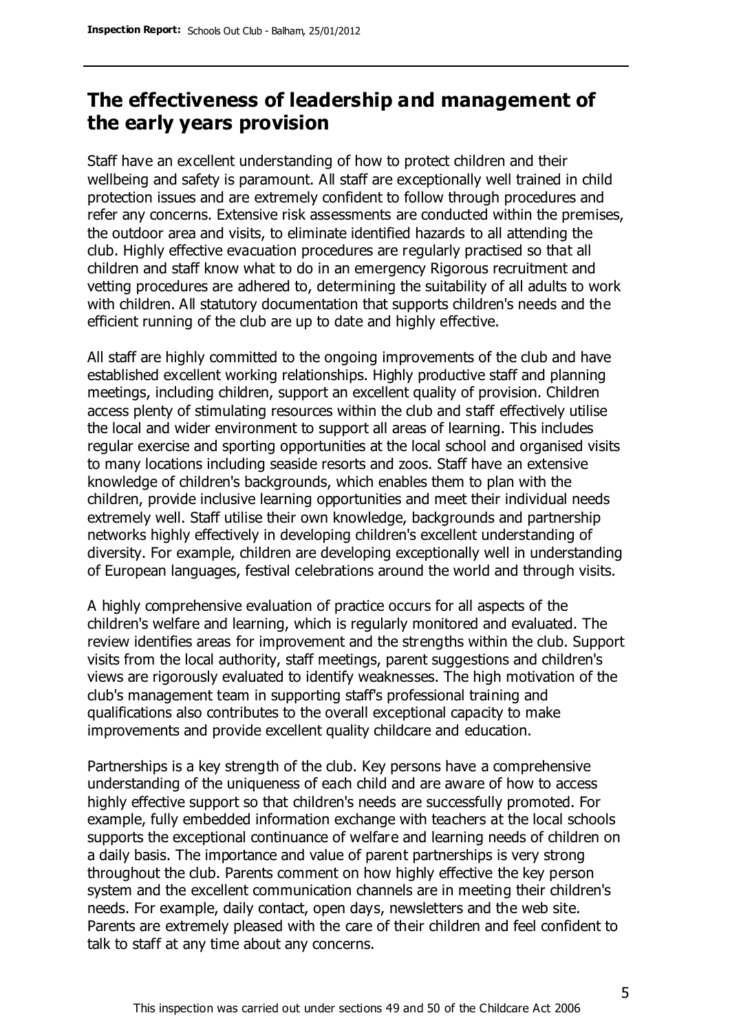## The effectiveness of leadership and management of the early years provision

Staff have an excellent understanding of how to protect children and their wellbeing and safety is paramount. All staff are exceptionally well trained in child protection issues and are extremely confident to follow through procedures and refer any concerns. Extensive risk assessments are conducted within the premises, the outdoor area and visits, to eliminate identified hazards to all attending the club. Highly effective evacuation procedures are regularly practised so that all children and staff know what to do in an emergency Rigorous recruitment and vetting procedures are adhered to, determining the suitability of all adults to work with children. All statutory documentation that supports children's needs and the efficient running of the club are up to date and highly effective.

All staff are highly committed to the ongoing improvements of the club and have established excellent working relationships. Highly productive staff and planning meetings, including children, support an excellent quality of provision. Children access plenty of stimulating resources within the club and staff effectively utilise the local and wider environment to support all areas of learning. This includes regular exercise and sporting opportunities at the local school and organised visits to many locations including seaside resorts and zoos. Staff have an extensive knowledge of children's backgrounds, which enables them to plan with the children, provide inclusive learning opportunities and meet their individual needs extremely well. Staff utilise their own knowledge, backgrounds and partnership networks highly effectively in developing children's excellent understanding of diversity. For example, children are developing exceptionally well in understanding of European languages, festival celebrations around the world and through visits.

A highly comprehensive evaluation of practice occurs for all aspects of the children's welfare and learning, which is regularly monitored and evaluated. The review identifies areas for improvement and the strengths within the club. Support visits from the local authority, staff meetings, parent suggestions and children's views are rigorously evaluated to identify weaknesses. The high motivation of the club's management team in supporting staff's professional training and qualifications also contributes to the overall exceptional capacity to make improvements and provide excellent quality childcare and education.

Partnerships is a key strength of the club. Key persons have a comprehensive understanding of the uniqueness of each child and are aware of how to access highly effective support so that children's needs are successfully promoted. For example, fully embedded information exchange with teachers at the local schools supports the exceptional continuance of welfare and learning needs of children on a daily basis. The importance and value of parent partnerships is very strong throughout the club. Parents comment on how highly effective the key person system and the excellent communication channels are in meeting their children's needs. For example, daily contact, open days, newsletters and the web site. Parents are extremely pleased with the care of their children and feel confident to talk to staff at any time about any concerns.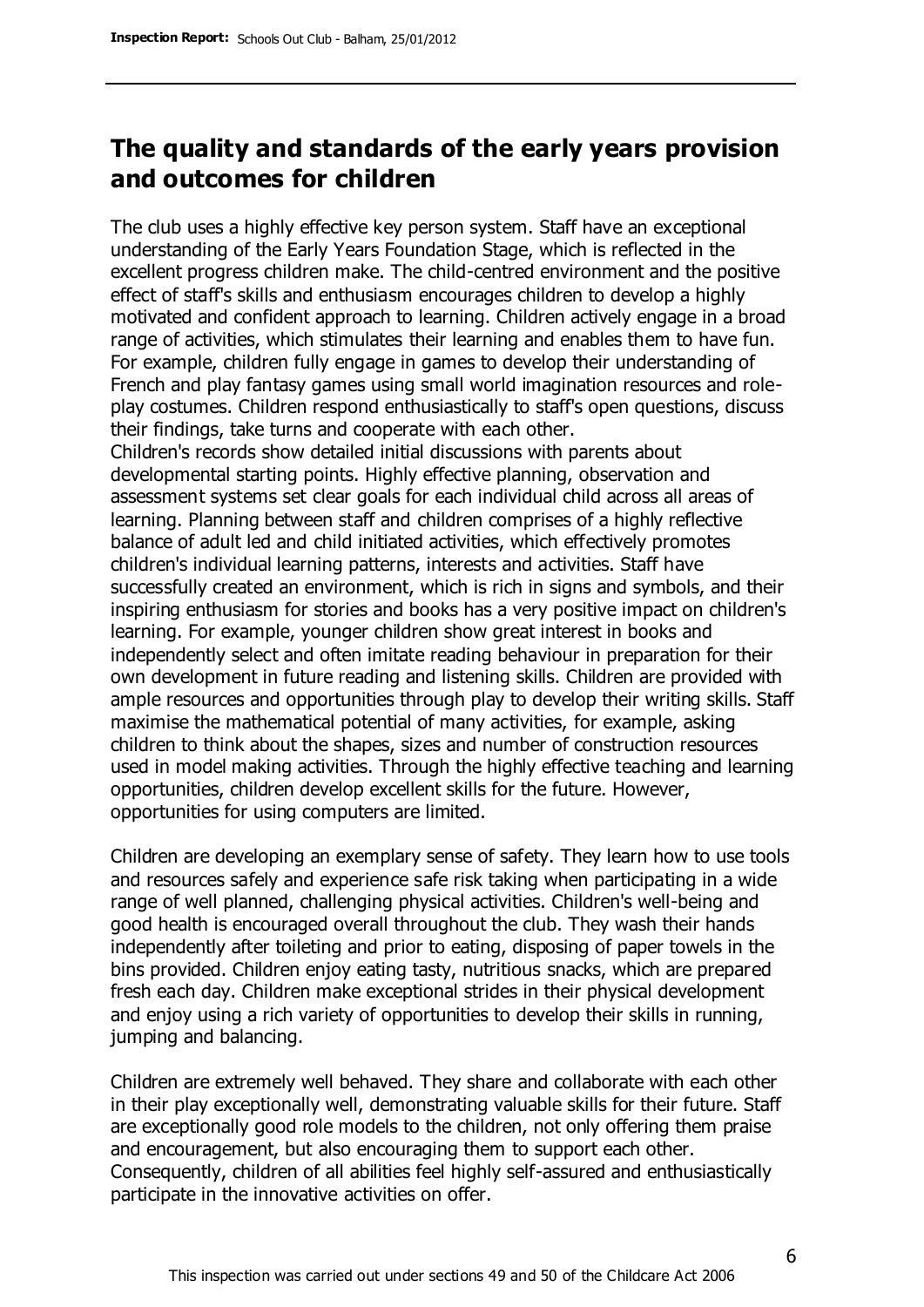## The quality and standards of the early years provision and outcomes for children

The club uses a highly effective key person system. Staff have an exceptional understanding of the Early Years Foundation Stage, which is reflected in the excellent progress children make. The child-centred environment and the positive effect of staff's skills and enthusiasm encourages children to develop a highly motivated and confident approach to learning. Children actively engage in a broad range of activities, which stimulates their learning and enables them to have fun. For example, children fully engage in games to develop their understanding of French and play fantasy games using small world imagination resources and role-play costumes. Children respond enthusiastically to staff's open questions, discuss their findings, take turns and cooperate with each other.
Children's records show detailed initial discussions with parents about developmental starting points. Highly effective planning, observation and assessment systems set clear goals for each individual child across all areas of learning. Planning between staff and children comprises of a highly reflective balance of adult led and child initiated activities, which effectively promotes children's individual learning patterns, interests and activities. Staff have successfully created an environment, which is rich in signs and symbols, and their inspiring enthusiasm for stories and books has a very positive impact on children's learning. For example, younger children show great interest in books and independently select and often imitate reading behaviour in preparation for their own development in future reading and listening skills. Children are provided with ample resources and opportunities through play to develop their writing skills. Staff maximise the mathematical potential of many activities, for example, asking children to think about the shapes, sizes and number of construction resources used in model making activities. Through the highly effective teaching and learning opportunities, children develop excellent skills for the future. However, opportunities for using computers are limited.

Children are developing an exemplary sense of safety. They learn how to use tools and resources safely and experience safe risk taking when participating in a wide range of well planned, challenging physical activities. Children's well-being and good health is encouraged overall throughout the club. They wash their hands independently after toileting and prior to eating, disposing of paper towels in the bins provided. Children enjoy eating tasty, nutritious snacks, which are prepared fresh each day. Children make exceptional strides in their physical development and enjoy using a rich variety of opportunities to develop their skills in running, jumping and balancing.

Children are extremely well behaved. They share and collaborate with each other in their play exceptionally well, demonstrating valuable skills for their future. Staff are exceptionally good role models to the children, not only offering them praise and encouragement, but also encouraging them to support each other. Consequently, children of all abilities feel highly self-assured and enthusiastically participate in the innovative activities on offer.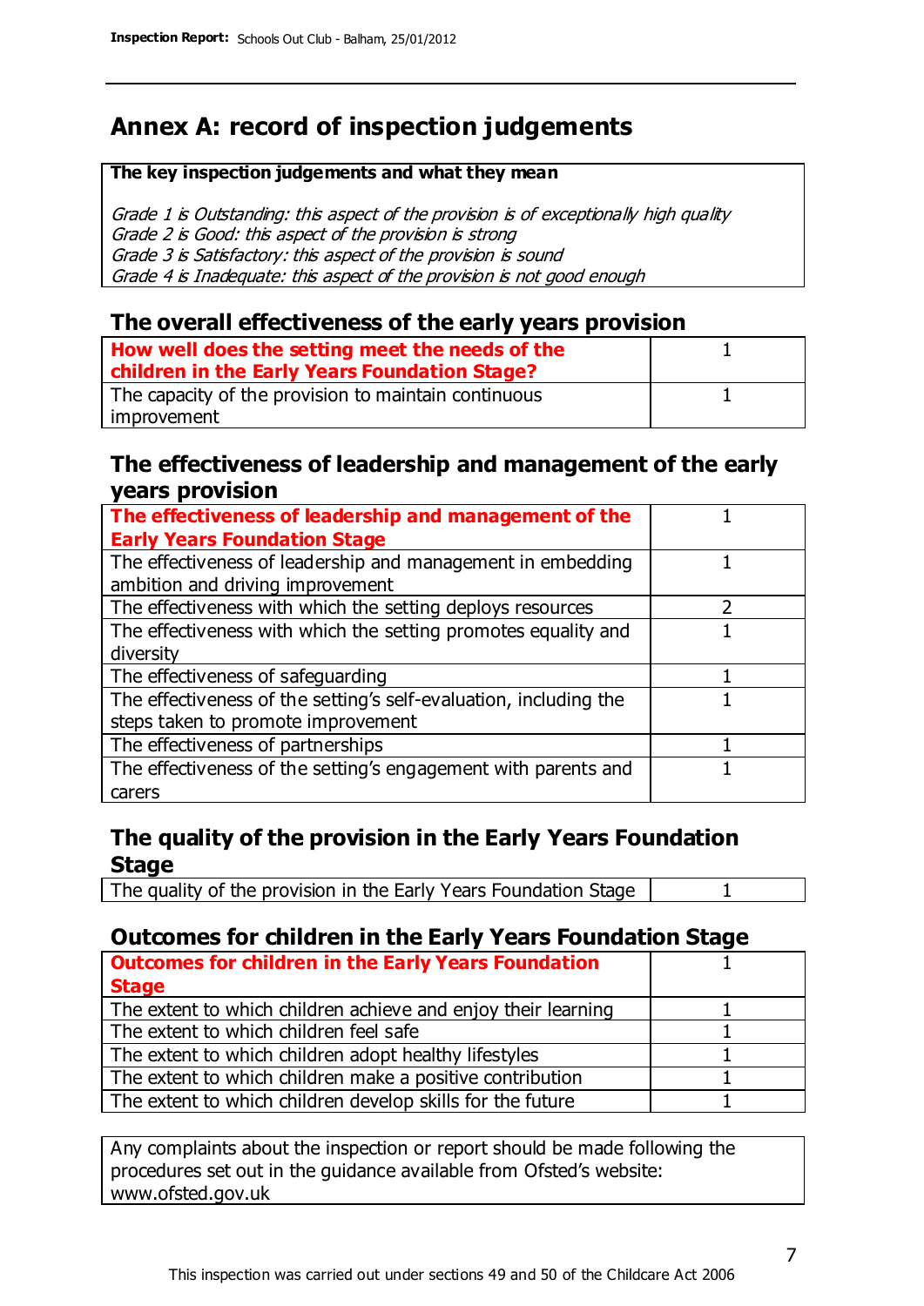## Annex A: record of inspection judgements

**The key inspection judgements and what they mean**

*Grade 1 is Outstanding: this aspect of the provision is of exceptionally high quality*
*Grade 2 is Good: this aspect of the provision is strong*
*Grade 3 is Satisfactory: this aspect of the provision is sound*
*Grade 4 is Inadequate: this aspect of the provision is not good enough*

### The overall effectiveness of the early years provision

| | |
|---|---|
| **How well does the setting meet the needs of the children in the Early Years Foundation Stage?** | 1 |
| The capacity of the provision to maintain continuous improvement | 1 |

### The effectiveness of leadership and management of the early years provision

| | |
|---|---|
| **The effectiveness of leadership and management of the Early Years Foundation Stage** | 1 |
| The effectiveness of leadership and management in embedding ambition and driving improvement | 1 |
| The effectiveness with which the setting deploys resources | 2 |
| The effectiveness with which the setting promotes equality and diversity | 1 |
| The effectiveness of safeguarding | 1 |
| The effectiveness of the setting's self-evaluation, including the steps taken to promote improvement | 1 |
| The effectiveness of partnerships | 1 |
| The effectiveness of the setting's engagement with parents and carers | 1 |

### The quality of the provision in the Early Years Foundation Stage

| | |
|---|---|
| The quality of the provision in the Early Years Foundation Stage | 1 |

### Outcomes for children in the Early Years Foundation Stage

| | |
|---|---|
| **Outcomes for children in the Early Years Foundation Stage** | 1 |
| The extent to which children achieve and enjoy their learning | 1 |
| The extent to which children feel safe | 1 |
| The extent to which children adopt healthy lifestyles | 1 |
| The extent to which children make a positive contribution | 1 |
| The extent to which children develop skills for the future | 1 |

Any complaints about the inspection or report should be made following the procedures set out in the guidance available from Ofsted's website: www.ofsted.gov.uk

This inspection was carried out under sections 49 and 50 of the Childcare Act 2006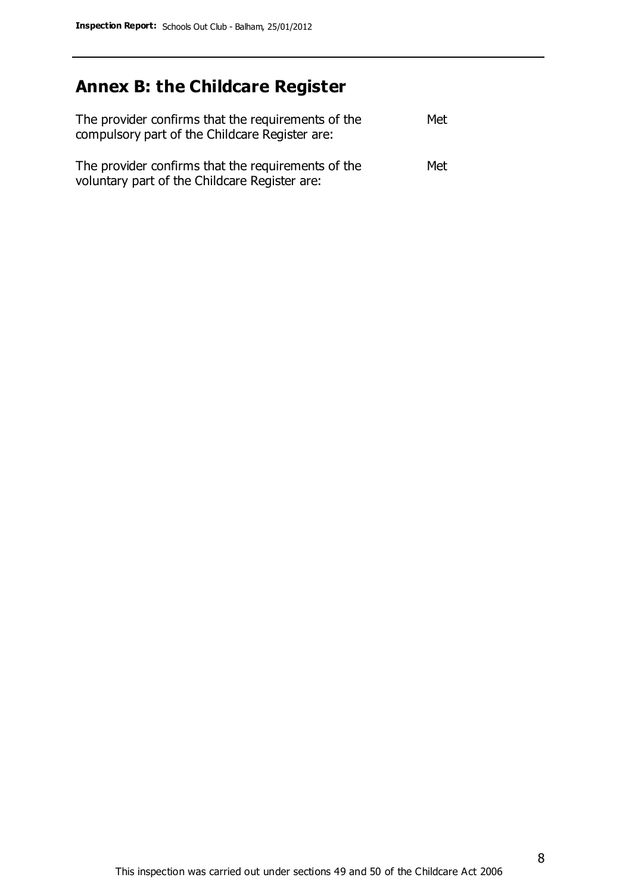## Annex B: the Childcare Register

| | |
|---|---|
| The provider confirms that the requirements of the compulsory part of the Childcare Register are: | Met |
| The provider confirms that the requirements of the voluntary part of the Childcare Register are: | Met |

This inspection was carried out under sections 49 and 50 of the Childcare Act 2006